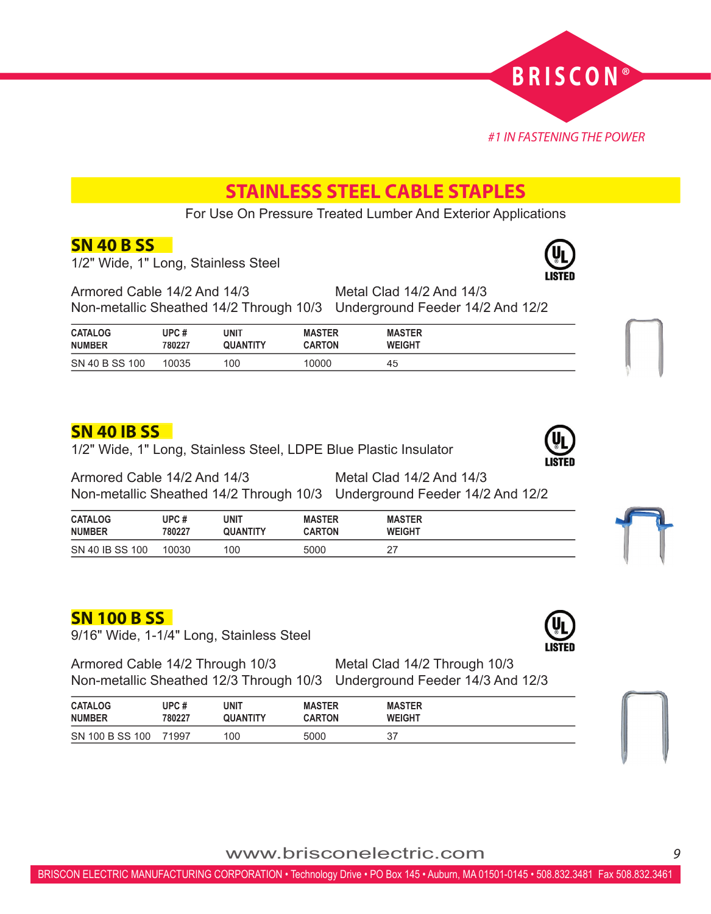BRISCON®

*#1 IN FASTENING THE POWER*

# STAINLESS STEEL CABLE STAPLES

For Use On Pressure Treated Lumber And Exterior Applications

## SN 40 B SS

1/2" Wide, 1" Long, Stainless Steel

UL LISTED

Armored Cable 14/2 And 14/3
Non-metallic Sheathed 14/2 Through 10/3
Metal Clad 14/2 And 14/3
Underground Feeder 14/2 And 12/2

| CATALOG NUMBER | UPC # 780227 | UNIT QUANTITY | MASTER CARTON | MASTER WEIGHT |
|---|---|---|---|---|
| SN 40 B SS 100 | 10035 | 100 | 10000 | 45 |

## SN 40 IB SS

1/2" Wide, 1" Long, Stainless Steel, LDPE Blue Plastic Insulator

UL LISTED

Armored Cable 14/2 And 14/3
Non-metallic Sheathed 14/2 Through 10/3
Metal Clad 14/2 And 14/3
Underground Feeder 14/2 And 12/2

| CATALOG NUMBER | UPC # 780227 | UNIT QUANTITY | MASTER CARTON | MASTER WEIGHT |
|---|---|---|---|---|
| SN 40 IB SS 100 | 10030 | 100 | 5000 | 27 |

## SN 100 B SS

9/16" Wide, 1-1/4" Long, Stainless Steel

UL LISTED

Armored Cable 14/2 Through 10/3
Non-metallic Sheathed 12/3 Through 10/3
Metal Clad 14/2 Through 10/3
Underground Feeder 14/3 And 12/3

| CATALOG NUMBER | UPC # 780227 | UNIT QUANTITY | MASTER CARTON | MASTER WEIGHT |
|---|---|---|---|---|
| SN 100 B SS 100 | 71997 | 100 | 5000 | 37 |

www.brisconelectric.com

BRISCON ELECTRIC MANUFACTURING CORPORATION • Technology Drive • PO Box 145 • Auburn, MA 01501-0145 • 508.832.3481 Fax 508.832.3461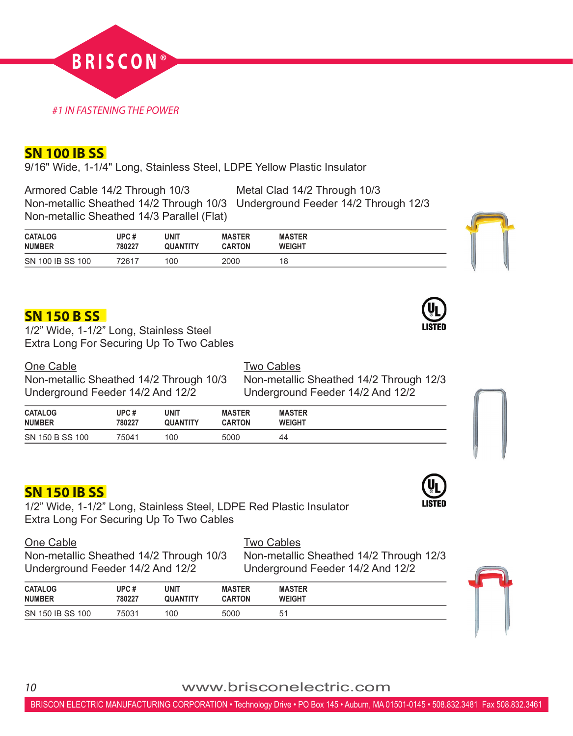BRISCON®

*#1 IN FASTENING THE POWER*

## SN 100 IB SS

9/16" Wide, 1-1/4" Long, Stainless Steel, LDPE Yellow Plastic Insulator

Armored Cable 14/2 Through 10/3
Non-metallic Sheathed 14/2 Through 10/3
Non-metallic Sheathed 14/3 Parallel (Flat)
Metal Clad 14/2 Through 10/3
Underground Feeder 14/2 Through 12/3

| CATALOG NUMBER | UPC # 780227 | UNIT QUANTITY | MASTER CARTON | MASTER WEIGHT |
|---|---|---|---|---|
| SN 100 IB SS 100 | 72617 | 100 | 2000 | 18 |

## SN 150 B SS

UL LISTED

1/2" Wide, 1-1/2" Long, Stainless Steel
Extra Long For Securing Up To Two Cables

One Cable
Non-metallic Sheathed 14/2 Through 10/3
Underground Feeder 14/2 And 12/2

Two Cables
Non-metallic Sheathed 14/2 Through 12/3
Underground Feeder 14/2 And 12/2

| CATALOG NUMBER | UPC # 780227 | UNIT QUANTITY | MASTER CARTON | MASTER WEIGHT |
|---|---|---|---|---|
| SN 150 B SS 100 | 75041 | 100 | 5000 | 44 |

## SN 150 IB SS

UL LISTED

1/2" Wide, 1-1/2" Long, Stainless Steel, LDPE Red Plastic Insulator
Extra Long For Securing Up To Two Cables

One Cable
Non-metallic Sheathed 14/2 Through 10/3
Underground Feeder 14/2 And 12/2

Two Cables
Non-metallic Sheathed 14/2 Through 12/3
Underground Feeder 14/2 And 12/2

| CATALOG NUMBER | UPC # 780227 | UNIT QUANTITY | MASTER CARTON | MASTER WEIGHT |
|---|---|---|---|---|
| SN 150 IB SS 100 | 75031 | 100 | 5000 | 51 |

www.brisconelectric.com

BRISCON ELECTRIC MANUFACTURING CORPORATION • Technology Drive • PO Box 145 • Auburn, MA 01501-0145 • 508.832.3481 Fax 508.832.3461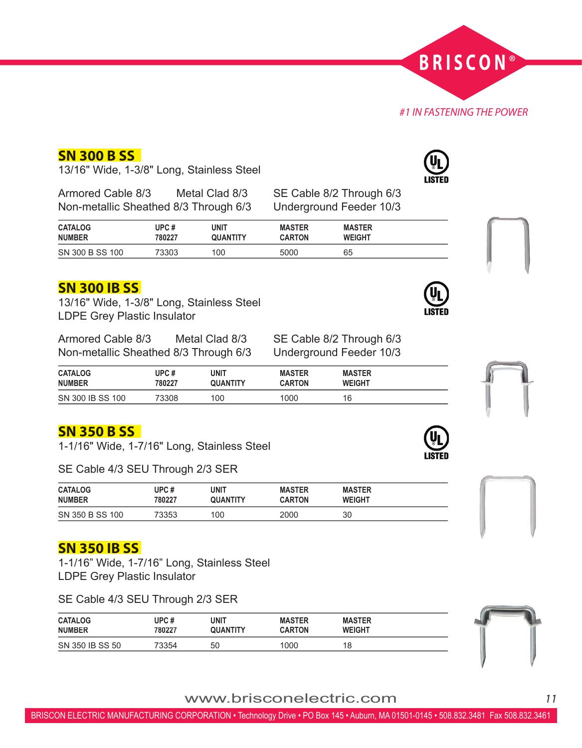BRISCON®

*#1 IN FASTENING THE POWER*

## SN 300 B SS

13/16" Wide, 1-3/8" Long, Stainless Steel

UL LISTED

Armored Cable 8/3 Metal Clad 8/3 SE Cable 8/2 Through 6/3
Non-metallic Sheathed 8/3 Through 6/3 Underground Feeder 10/3

| CATALOG NUMBER | UPC # 780227 | UNIT QUANTITY | MASTER CARTON | MASTER WEIGHT |
|---|---|---|---|---|
| SN 300 B SS 100 | 73303 | 100 | 5000 | 65 |

## SN 300 IB SS

13/16" Wide, 1-3/8" Long, Stainless Steel
LDPE Grey Plastic Insulator

UL LISTED

Armored Cable 8/3 Metal Clad 8/3 SE Cable 8/2 Through 6/3
Non-metallic Sheathed 8/3 Through 6/3 Underground Feeder 10/3

| CATALOG NUMBER | UPC # 780227 | UNIT QUANTITY | MASTER CARTON | MASTER WEIGHT |
|---|---|---|---|---|
| SN 300 IB SS 100 | 73308 | 100 | 1000 | 16 |

## SN 350 B SS

1-1/16" Wide, 1-7/16" Long, Stainless Steel

UL LISTED

SE Cable 4/3 SEU Through 2/3 SER

| CATALOG NUMBER | UPC # 780227 | UNIT QUANTITY | MASTER CARTON | MASTER WEIGHT |
|---|---|---|---|---|
| SN 350 B SS 100 | 73353 | 100 | 2000 | 30 |

## SN 350 IB SS

1-1/16" Wide, 1-7/16" Long, Stainless Steel
LDPE Grey Plastic Insulator

SE Cable 4/3 SEU Through 2/3 SER

| CATALOG NUMBER | UPC # 780227 | UNIT QUANTITY | MASTER CARTON | MASTER WEIGHT |
|---|---|---|---|---|
| SN 350 IB SS 50 | 73354 | 50 | 1000 | 18 |

www.brisconelectric.com

BRISCON ELECTRIC MANUFACTURING CORPORATION • Technology Drive • PO Box 145 • Auburn, MA 01501-0145 • 508.832.3481 Fax 508.832.3461